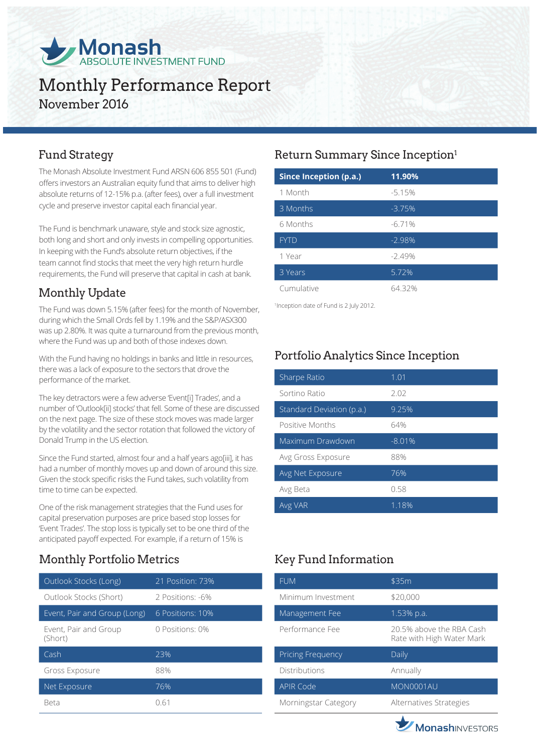# Monash ABSOLUTE INVESTMENT FUND

# Monthly Performance Report

November 2016

## Fund Strategy

The Monash Absolute Investment Fund ARSN 606 855 501 (Fund) offers investors an Australian equity fund that aims to deliver high absolute returns of 12-15% p.a. (after fees), over a full investment cycle and preserve investor capital each financial year.

The Fund is benchmark unaware, style and stock size agnostic, both long and short and only invests in compelling opportunities. In keeping with the Fund's absolute return objectives, if the team cannot find stocks that meet the very high return hurdle requirements, the Fund will preserve that capital in cash at bank.

## Monthly Update

The Fund was down 5.15% (after fees) for the month of November, during which the Small Ords fell by 1.19% and the S&P/ASX300 was up 2.80%. It was quite a turnaround from the previous month, where the Fund was up and both of those indexes down.

With the Fund having no holdings in banks and little in resources, there was a lack of exposure to the sectors that drove the performance of the market.

The key detractors were a few adverse 'Event[i] Trades', and a number of 'Outlook[ii] stocks' that fell. Some of these are discussed on the next page. The size of these stock moves was made larger by the volatility and the sector rotation that followed the victory of Donald Trump in the US election.

Since the Fund started, almost four and a half years ago[iii], it has had a number of monthly moves up and down of around this size. Given the stock specific risks the Fund takes, such volatility from time to time can be expected.

One of the risk management strategies that the Fund uses for capital preservation purposes are price based stop losses for 'Event Trades'. The stop loss is typically set to be one third of the anticipated payoff expected. For example, if a return of 15% is

## Monthly Portfolio Metrics

| | |
|---|---|
| Outlook Stocks (Long) | 21 Position: 73% |
| Outlook Stocks (Short) | 2 Positions: -6% |
| Event, Pair and Group (Long) | 6 Positions: 10% |
| Event, Pair and Group (Short) | 0 Positions: 0% |
| Cash | 23% |
| Gross Exposure | 88% |
| Net Exposure | 76% |
| Beta | 0.61 |

## Return Summary Since Inception[1]

| Since Inception (p.a.) | 11.90% |
|---|---|
| 1 Month | -5.15% |
| 3 Months | -3.75% |
| 6 Months | -6.71% |
| FYTD | -2.98% |
| 1 Year | -2.49% |
| 3 Years | 5.72% |
| Cumulative | 64.32% |

[1]Inception date of Fund is 2 July 2012.

## Portfolio Analytics Since Inception

| | |
|---|---|
| Sharpe Ratio | 1.01 |
| Sortino Ratio | 2.02 |
| Standard Deviation (p.a.) | 9.25% |
| Positive Months | 64% |
| Maximum Drawdown | -8.01% |
| Avg Gross Exposure | 88% |
| Avg Net Exposure | 76% |
| Avg Beta | 0.58 |
| Avg VAR | 1.18% |

## Key Fund Information

| | |
|---|---|
| FUM | $35m |
| Minimum Investment | $20,000 |
| Management Fee | 1.53% p.a. |
| Performance Fee | 20.5% above the RBA Cash Rate with High Water Mark |
| Pricing Frequency | Daily |
| Distributions | Annually |
| APIR Code | MON0001AU |
| Morningstar Category | Alternatives Strategies |

MonashINVESTORS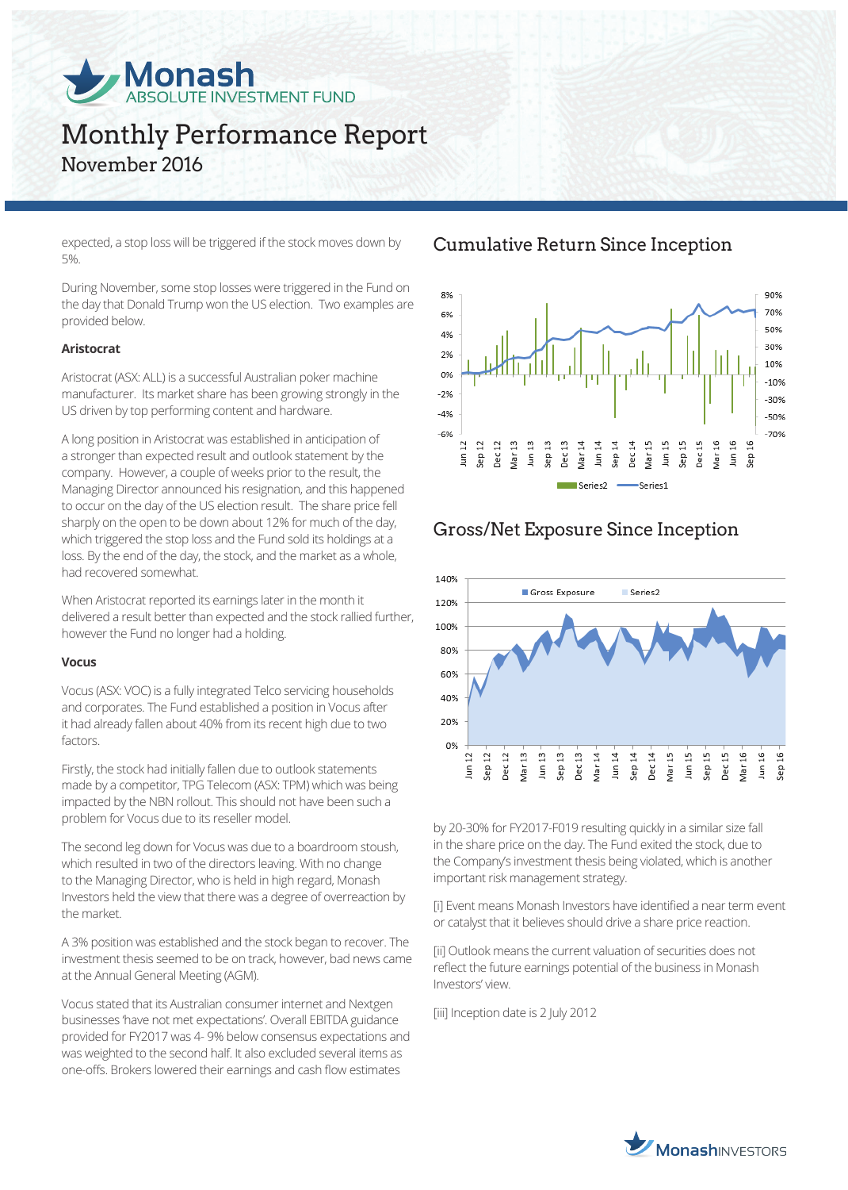# Monash ABSOLUTE INVESTMENT FUND

# Monthly Performance Report

## November 2016

expected, a stop loss will be triggered if the stock moves down by 5%.

During November, some stop losses were triggered in the Fund on the day that Donald Trump won the US election. Two examples are provided below.

**Aristocrat**

Aristocrat (ASX: ALL) is a successful Australian poker machine manufacturer. Its market share has been growing strongly in the US driven by top performing content and hardware.

A long position in Aristocrat was established in anticipation of a stronger than expected result and outlook statement by the company. However, a couple of weeks prior to the result, the Managing Director announced his resignation, and this happened to occur on the day of the US election result. The share price fell sharply on the open to be down about 12% for much of the day, which triggered the stop loss and the Fund sold its holdings at a loss. By the end of the day, the stock, and the market as a whole, had recovered somewhat.

When Aristocrat reported its earnings later in the month it delivered a result better than expected and the stock rallied further, however the Fund no longer had a holding.

**Vocus**

Vocus (ASX: VOC) is a fully integrated Telco servicing households and corporates. The Fund established a position in Vocus after it had already fallen about 40% from its recent high due to two factors.

Firstly, the stock had initially fallen due to outlook statements made by a competitor, TPG Telecom (ASX: TPM) which was being impacted by the NBN rollout. This should not have been such a problem for Vocus due to its reseller model.

The second leg down for Vocus was due to a boardroom stoush, which resulted in two of the directors leaving. With no change to the Managing Director, who is held in high regard, Monash Investors held the view that there was a degree of overreaction by the market.

A 3% position was established and the stock began to recover. The investment thesis seemed to be on track, however, bad news came at the Annual General Meeting (AGM).

Vocus stated that its Australian consumer internet and Nextgen businesses 'have not met expectations'. Overall EBITDA guidance provided for FY2017 was 4- 9% below consensus expectations and was weighted to the second half. It also excluded several items as one-offs. Brokers lowered their earnings and cash flow estimates

## Cumulative Return Since Inception

## Gross/Net Exposure Since Inception

by 20-30% for FY2017-F019 resulting quickly in a similar size fall in the share price on the day. The Fund exited the stock, due to the Company's investment thesis being violated, which is another important risk management strategy.

[i] Event means Monash Investors have identified a near term event or catalyst that it believes should drive a share price reaction.

[ii] Outlook means the current valuation of securities does not reflect the future earnings potential of the business in Monash Investors' view.

[iii] Inception date is 2 July 2012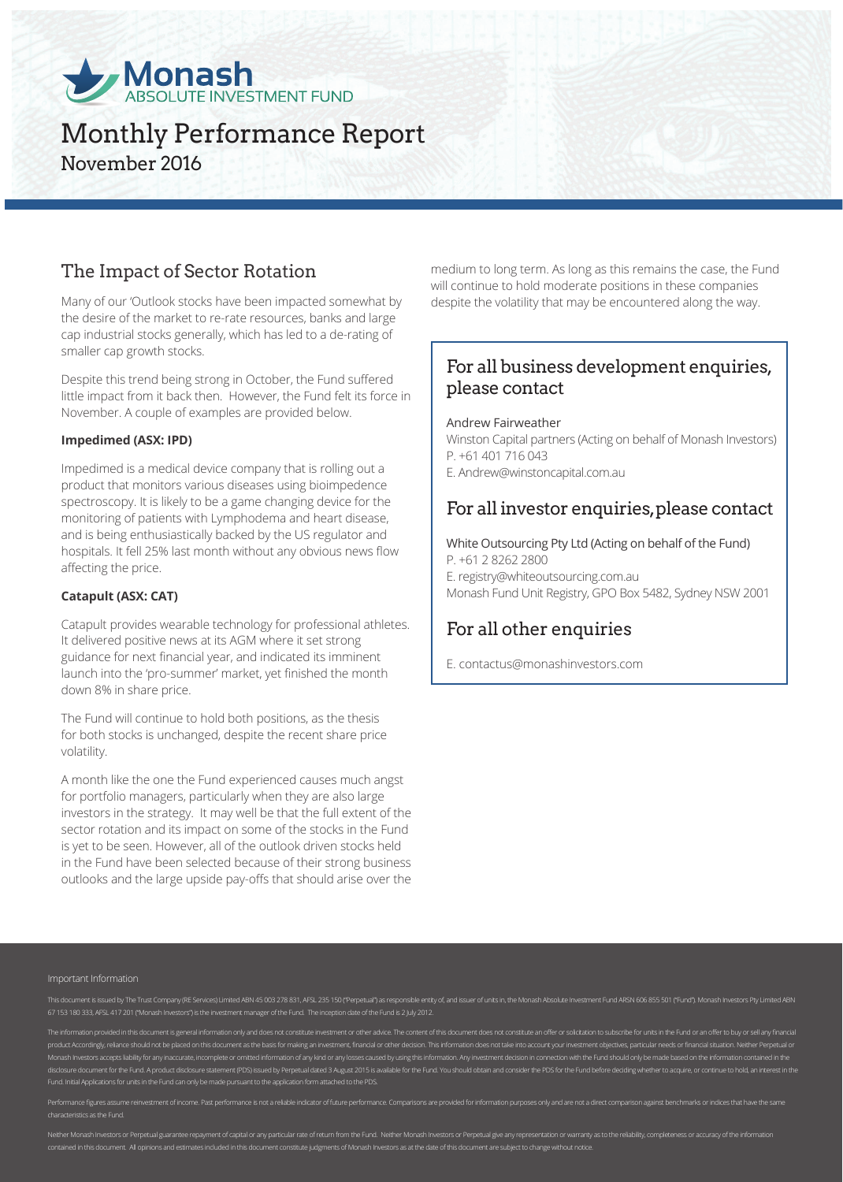Monash
ABSOLUTE INVESTMENT FUND

# Monthly Performance Report
November 2016

## The Impact of Sector Rotation

Many of our 'Outlook stocks have been impacted somewhat by the desire of the market to re-rate resources, banks and large cap industrial stocks generally, which has led to a de-rating of smaller cap growth stocks.

Despite this trend being strong in October, the Fund suffered little impact from it back then. However, the Fund felt its force in November. A couple of examples are provided below.

**Impedimed (ASX: IPD)**

Impedimed is a medical device company that is rolling out a product that monitors various diseases using bioimpedence spectroscopy. It is likely to be a game changing device for the monitoring of patients with Lymphodema and heart disease, and is being enthusiastically backed by the US regulator and hospitals. It fell 25% last month without any obvious news flow affecting the price.

**Catapult (ASX: CAT)**

Catapult provides wearable technology for professional athletes. It delivered positive news at its AGM where it set strong guidance for next financial year, and indicated its imminent launch into the 'pro-summer' market, yet finished the month down 8% in share price.

The Fund will continue to hold both positions, as the thesis for both stocks is unchanged, despite the recent share price volatility.

A month like the one the Fund experienced causes much angst for portfolio managers, particularly when they are also large investors in the strategy. It may well be that the full extent of the sector rotation and its impact on some of the stocks in the Fund is yet to be seen. However, all of the outlook driven stocks held in the Fund have been selected because of their strong business outlooks and the large upside pay-offs that should arise over the medium to long term. As long as this remains the case, the Fund will continue to hold moderate positions in these companies despite the volatility that may be encountered along the way.

## For all business development enquiries, please contact

Andrew Fairweather
Winston Capital partners (Acting on behalf of Monash Investors)
P. +61 401 716 043
E. Andrew@winstoncapital.com.au

## For all investor enquiries, please contact

White Outsourcing Pty Ltd (Acting on behalf of the Fund)
P. +61 2 8262 2800
E. registry@whiteoutsourcing.com.au
Monash Fund Unit Registry, GPO Box 5482, Sydney NSW 2001

## For all other enquiries

E. contactus@monashinvestors.com

Important Information

This document is issued by The Trust Company (RE Services) Limited ABN 45 003 278 831, AFSL 235 150 ("Perpetual") as responsible entity of, and issuer of units in, the Monash Absolute Investment Fund ARSN 606 855 501 ("Fund"). Monash Investors Pty Limited ABN 67 153 180 333, AFSL 417 201 ("Monash Investors") is the investment manager of the Fund. The inception date of the Fund is 2 July 2012.

The information provided in this document is general information only and does not constitute investment or other advice. The content of this document does not constitute an offer or solicitation to subscribe for units in the Fund or an offer to buy or sell any financial product Accordingly, reliance should not be placed on this document as the basis for making an investment, financial or other decision. This information does not take into account your investment objectives, particular needs or financial situation. Neither Perpetual or Monash Investors accepts liability for any inaccurate, incomplete or omitted information of any kind or any losses caused by using this information. Any investment decision in connection with the Fund should only be made based on the information contained in the disclosure document for the Fund. A product disclosure statement (PDS) issued by Perpetual dated 3 August 2015 is available for the Fund. You should obtain and consider the PDS for the Fund before deciding whether to acquire, or continue to hold, an interest in the Fund. Initial Applications for units in the Fund can only be made pursuant to the application form attached to the PDS.

Performance figures assume reinvestment of income. Past performance is not a reliable indicator of future performance. Comparisons are provided for information purposes only and are not a direct comparison against benchmarks or indices that have the same characteristics as the Fund.

Neither Monash Investors or Perpetual guarantee repayment of capital or any particular rate of return from the Fund. Neither Monash Investors or Perpetual give any representation or warranty as to the reliability, completeness or accuracy of the information contained in this document. All opinions and estimates included in this document constitute judgments of Monash Investors as at the date of this document are subject to change without notice.